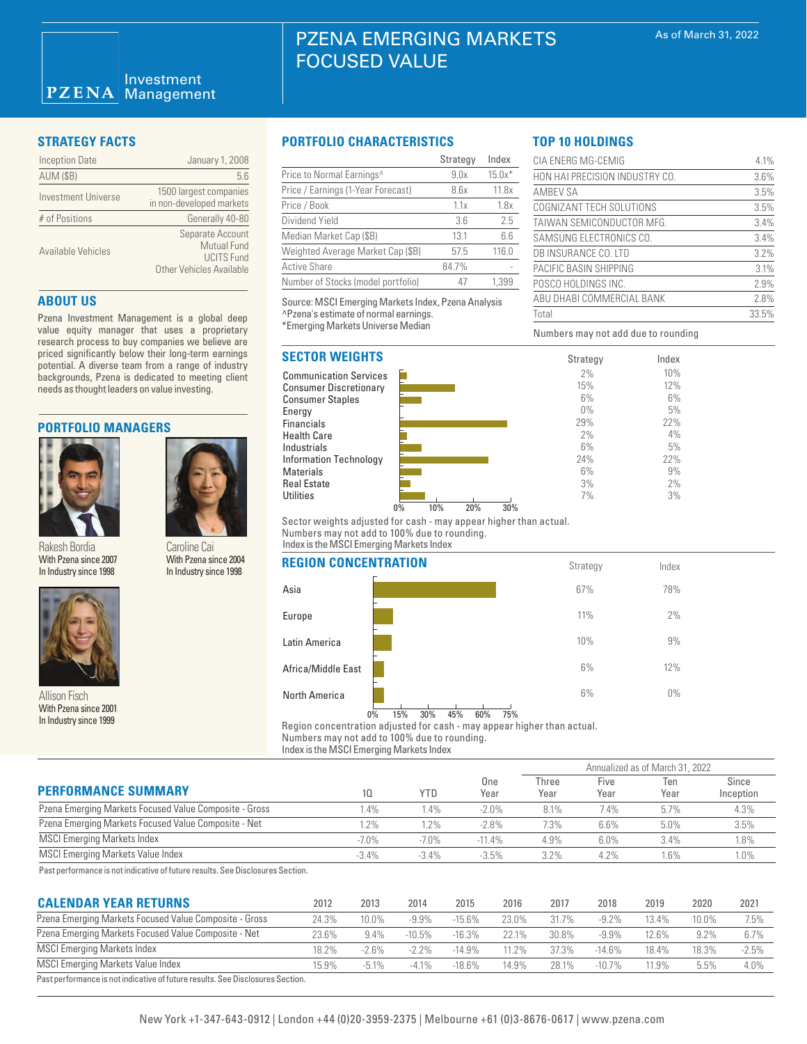# PZENA EMERGING MARKETS FOCUSED VALUE

As of March 31, 2022

PZENA Investment Management

## STRATEGY FACTS

| | |
|---|---|
| Inception Date | January 1, 2008 |
| AUM ($B) | 5.6 |
| Investment Universe | 1500 largest companies in non-developed markets |
| # of Positions | Generally 40-80 |
| Available Vehicles | Separate Account<br>Mutual Fund<br>UCITS Fund<br>Other Vehicles Available |

## ABOUT US

Pzena Investment Management is a global deep value equity manager that uses a proprietary research process to buy companies we believe are priced significantly below their long-term earnings potential. A diverse team from a range of industry backgrounds, Pzena is dedicated to meeting client needs as thought leaders on value investing.

## PORTFOLIO MANAGERS

Rakesh Bordia
With Pzena since 2007
In Industry since 1998

Caroline Cai
With Pzena since 2004
In Industry since 1998

Allison Fisch
With Pzena since 2001
In Industry since 1999

## PORTFOLIO CHARACTERISTICS

| | Strategy | Index |
|---|---|---|
| Price to Normal Earnings^ | 9.0x | 15.0x* |
| Price / Earnings (1-Year Forecast) | 8.6x | 11.8x |
| Price / Book | 1.1x | 1.8x |
| Dividend Yield | 3.6 | 2.5 |
| Median Market Cap ($B) | 13.1 | 6.6 |
| Weighted Average Market Cap ($B) | 57.5 | 116.0 |
| Active Share | 84.7% | - |
| Number of Stocks (model portfolio) | 47 | 1,399 |

Source: MSCI Emerging Markets Index, Pzena Analysis
^Pzena's estimate of normal earnings.
*Emerging Markets Universe Median

## TOP 10 HOLDINGS

| | |
|---|---|
| CIA ENERG MG-CEMIG | 4.1% |
| HON HAI PRECISION INDUSTRY CO. | 3.6% |
| AMBEV SA | 3.5% |
| COGNIZANT TECH SOLUTIONS | 3.5% |
| TAIWAN SEMICONDUCTOR MFG. | 3.4% |
| SAMSUNG ELECTRONICS CO. | 3.4% |
| DB INSURANCE CO. LTD | 3.2% |
| PACIFIC BASIN SHIPPING | 3.1% |
| POSCO HOLDINGS INC. | 2.9% |
| ABU DHABI COMMERCIAL BANK | 2.8% |
| Total | 33.5% |

Numbers may not add due to rounding

## SECTOR WEIGHTS

| | Strategy | Index |
|---|---|---|
| Communication Services | 2% | 10% |
| Consumer Discretionary | 15% | 12% |
| Consumer Staples | 6% | 6% |
| Energy | 0% | 5% |
| Financials | 29% | 22% |
| Health Care | 2% | 4% |
| Industrials | 6% | 5% |
| Information Technology | 24% | 22% |
| Materials | 6% | 9% |
| Real Estate | 3% | 2% |
| Utilities | 7% | 3% |

Sector weights adjusted for cash - may appear higher than actual.
Numbers may not add to 100% due to rounding.
Index is the MSCI Emerging Markets Index

## REGION CONCENTRATION

| | Strategy | Index |
|---|---|---|
| Asia | 67% | 78% |
| Europe | 11% | 2% |
| Latin America | 10% | 9% |
| Africa/Middle East | 6% | 12% |
| North America | 6% | 0% |

Region concentration adjusted for cash - may appear higher than actual.
Numbers may not add to 100% due to rounding.
Index is the MSCI Emerging Markets Index

## PERFORMANCE SUMMARY

| | | | | Annualized as of March 31, 2022 | | | |
|---|---|---|---|---|---|---|---|
| | 1Q | YTD | One Year | Three Year | Five Year | Ten Year | Since Inception |
| Pzena Emerging Markets Focused Value Composite - Gross | 1.4% | 1.4% | -2.0% | 8.1% | 7.4% | 5.7% | 4.3% |
| Pzena Emerging Markets Focused Value Composite - Net | 1.2% | 1.2% | -2.8% | 7.3% | 6.6% | 5.0% | 3.5% |
| MSCI Emerging Markets Index | -7.0% | -7.0% | -11.4% | 4.9% | 6.0% | 3.4% | 1.8% |
| MSCI Emerging Markets Value Index | -3.4% | -3.4% | -3.5% | 3.2% | 4.2% | 1.6% | 1.0% |

Past performance is not indicative of future results. See Disclosures Section.

## CALENDAR YEAR RETURNS

| | 2012 | 2013 | 2014 | 2015 | 2016 | 2017 | 2018 | 2019 | 2020 | 2021 |
|---|---|---|---|---|---|---|---|---|---|---|
| Pzena Emerging Markets Focused Value Composite - Gross | 24.3% | 10.0% | -9.9% | -15.6% | 23.0% | 31.7% | -9.2% | 13.4% | 10.0% | 7.5% |
| Pzena Emerging Markets Focused Value Composite - Net | 23.6% | 9.4% | -10.5% | -16.3% | 22.1% | 30.8% | -9.9% | 12.6% | 9.2% | 6.7% |
| MSCI Emerging Markets Index | 18.2% | -2.6% | -2.2% | -14.9% | 11.2% | 37.3% | -14.6% | 18.4% | 18.3% | -2.5% |
| MSCI Emerging Markets Value Index | 15.9% | -5.1% | -4.1% | -18.6% | 14.9% | 28.1% | -10.7% | 11.9% | 5.5% | 4.0% |

Past performance is not indicative of future results. See Disclosures Section.

New York +1-347-643-0912 | London +44 (0)20-3959-2375 | Melbourne +61 (0)3-8676-0617 | www.pzena.com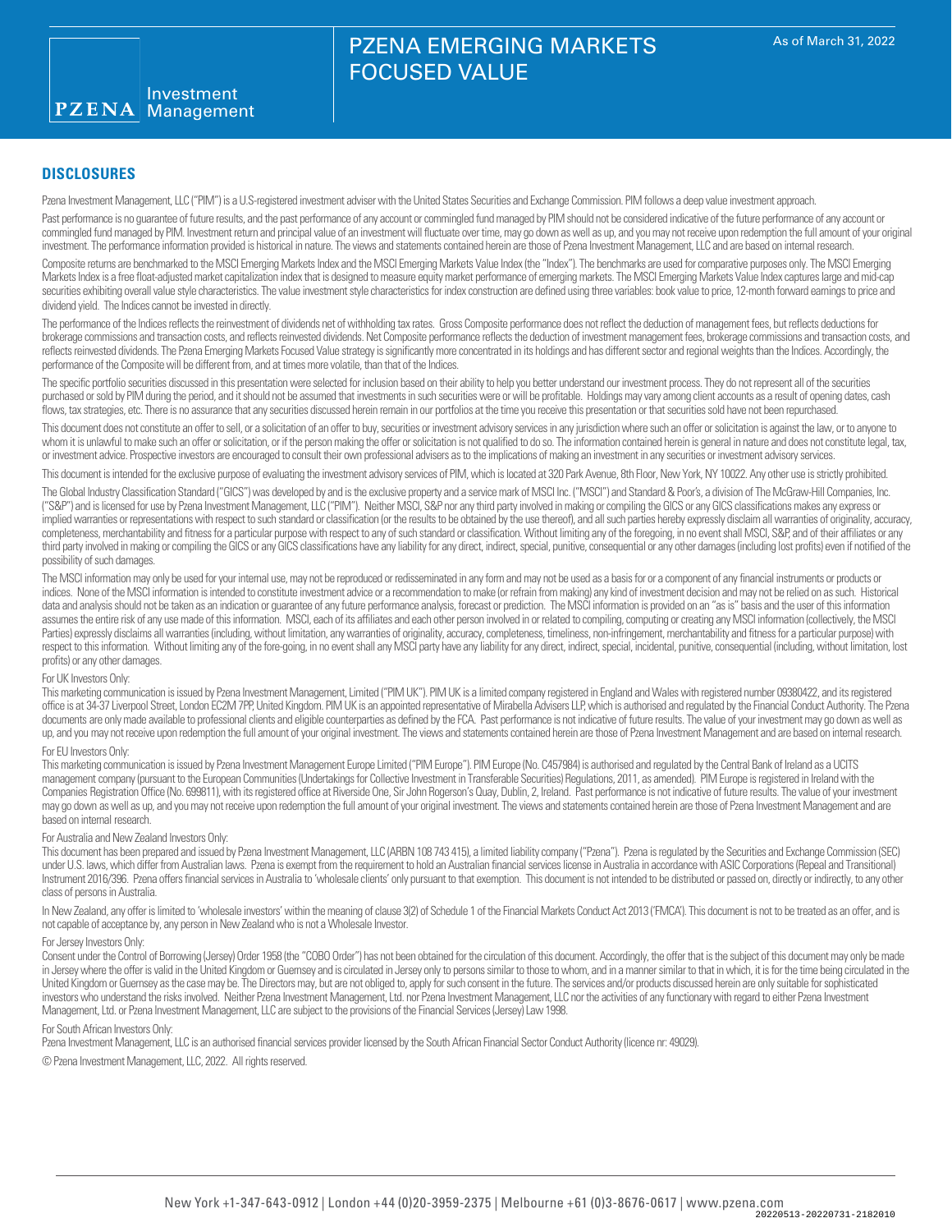## DISCLOSURES

Pzena Investment Management, LLC ("PIM") is a U.S-registered investment adviser with the United States Securities and Exchange Commission. PIM follows a deep value investment approach.

Past performance is no guarantee of future results, and the past performance of any account or commingled fund managed by PIM should not be considered indicative of the future performance of any account or commingled fund managed by PIM. Investment return and principal value of an investment will fluctuate over time, may go down as well as up, and you may not receive upon redemption the full amount of your original investment. The performance information provided is historical in nature. The views and statements contained herein are those of Pzena Investment Management, LLC and are based on internal research.

Composite returns are benchmarked to the MSCI Emerging Markets Index and the MSCI Emerging Markets Value Index (the "Index"). The benchmarks are used for comparative purposes only. The MSCI Emerging Markets Index is a free float-adjusted market capitalization index that is designed to measure equity market performance of emerging markets. The MSCI Emerging Markets Value Index captures large and mid-cap securities exhibiting overall value style characteristics. The value investment style characteristics for index construction are defined using three variables: book value to price, 12-month forward earnings to price and dividend yield. The Indices cannot be invested in directly.

The performance of the Indices reflects the reinvestment of dividends net of withholding tax rates. Gross Composite performance does not reflect the deduction of management fees, but reflects deductions for brokerage commissions and transaction costs, and reflects reinvested dividends. Net Composite performance reflects the deduction of investment management fees, brokerage commissions and transaction costs, and reflects reinvested dividends. The Pzena Emerging Markets Focused Value strategy is significantly more concentrated in its holdings and has different sector and regional weights than the Indices. Accordingly, the performance of the Composite will be different from, and at times more volatile, than that of the Indices.

The specific portfolio securities discussed in this presentation were selected for inclusion based on their ability to help you better understand our investment process. They do not represent all of the securities purchased or sold by PIM during the period, and it should not be assumed that investments in such securities were or will be profitable. Holdings may vary among client accounts as a result of opening dates, cash flows, tax strategies, etc. There is no assurance that any securities discussed herein remain in our portfolios at the time you receive this presentation or that securities sold have not been repurchased.

This document does not constitute an offer to sell, or a solicitation of an offer to buy, securities or investment advisory services in any jurisdiction where such an offer or solicitation is against the law, or to anyone to whom it is unlawful to make such an offer or solicitation, or if the person making the offer or solicitation is not qualified to do so. The information contained herein is general in nature and does not constitute legal, tax, or investment advice. Prospective investors are encouraged to consult their own professional advisers as to the implications of making an investment in any securities or investment advisory services.

This document is intended for the exclusive purpose of evaluating the investment advisory services of PIM, which is located at 320 Park Avenue, 8th Floor, New York, NY 10022. Any other use is strictly prohibited.

The Global Industry Classification Standard ("GICS") was developed by and is the exclusive property and a service mark of MSCI Inc. ("MSCI") and Standard & Poor's, a division of The McGraw-Hill Companies, Inc. ("S&P") and is licensed for use by Pzena Investment Management, LLC ("PIM"). Neither MSCI, S&P nor any third party involved in making or compiling the GICS or any GICS classifications makes any express or implied warranties or representations with respect to such standard or classification (or the results to be obtained by the use thereof), and all such parties hereby expressly disclaim all warranties of originality, accuracy, completeness, merchantability and fitness for a particular purpose with respect to any of such standard or classification. Without limiting any of the foregoing, in no event shall MSCI, S&P, and of their affiliates or any third party involved in making or compiling the GICS or any GICS classifications have any liability for any direct, indirect, special, punitive, consequential or any other damages (including lost profits) even if notified of the possibility of such damages.

The MSCI information may only be used for your internal use, may not be reproduced or redisseminated in any form and may not be used as a basis for or a component of any financial instruments or products or indices. None of the MSCI information is intended to constitute investment advice or a recommendation to make (or refrain from making) any kind of investment decision and may not be relied on as such. Historical data and analysis should not be taken as an indication or guarantee of any future performance analysis, forecast or prediction. The MSCI information is provided on an "as is" basis and the user of this information assumes the entire risk of any use made of this information. MSCI, each of its affiliates and each other person involved in or related to compiling, computing or creating any MSCI information (collectively, the MSCI Parties) expressly disclaims all warranties (including, without limitation, any warranties of originality, accuracy, completeness, timeliness, non-infringement, merchantability and fitness for a particular purpose) with respect to this information. Without limiting any of the fore-going, in no event shall any MSCI party have any liability for any direct, indirect, special, incidental, punitive, consequential (including, without limitation, lost profits) or any other damages.

For UK Investors Only:

This marketing communication is issued by Pzena Investment Management, Limited ("PIM UK"). PIM UK is a limited company registered in England and Wales with registered number 09380422, and its registered office is at 34-37 Liverpool Street, London EC2M 7PP, United Kingdom. PIM UK is an appointed representative of Mirabella Advisers LLP, which is authorised and regulated by the Financial Conduct Authority. The Pzena documents are only made available to professional clients and eligible counterparties as defined by the FCA. Past performance is not indicative of future results. The value of your investment may go down as well as up, and you may not receive upon redemption the full amount of your original investment. The views and statements contained herein are those of Pzena Investment Management and are based on internal research.

For EU Investors Only:

This marketing communication is issued by Pzena Investment Management Europe Limited ("PIM Europe"). PIM Europe (No. C457984) is authorised and regulated by the Central Bank of Ireland as a UCITS management company (pursuant to the European Communities (Undertakings for Collective Investment in Transferable Securities) Regulations, 2011, as amended). PIM Europe is registered in Ireland with the Companies Registration Office (No. 699811), with its registered office at Riverside One, Sir John Rogerson's Quay, Dublin, 2, Ireland. Past performance is not indicative of future results. The value of your investment may go down as well as up, and you may not receive upon redemption the full amount of your original investment. The views and statements contained herein are those of Pzena Investment Management and are based on internal research.

For Australia and New Zealand Investors Only:

This document has been prepared and issued by Pzena Investment Management, LLC (ARBN 108 743 415), a limited liability company ("Pzena"). Pzena is regulated by the Securities and Exchange Commission (SEC) under U.S. laws, which differ from Australian laws. Pzena is exempt from the requirement to hold an Australian financial services license in Australia in accordance with ASIC Corporations (Repeal and Transitional) Instrument 2016/396. Pzena offers financial services in Australia to 'wholesale clients' only pursuant to that exemption. This document is not intended to be distributed or passed on, directly or indirectly, to any other class of persons in Australia.

In New Zealand, any offer is limited to 'wholesale investors' within the meaning of clause 3(2) of Schedule 1 of the Financial Markets Conduct Act 2013 ('FMCA'). This document is not to be treated as an offer, and is not capable of acceptance by, any person in New Zealand who is not a Wholesale Investor.

For Jersey Investors Only:

Consent under the Control of Borrowing (Jersey) Order 1958 (the "COBO Order") has not been obtained for the circulation of this document. Accordingly, the offer that is the subject of this document may only be made in Jersey where the offer is valid in the United Kingdom or Guernsey and is circulated in Jersey only to persons similar to those to whom, and in a manner similar to that in which, it is for the time being circulated in the United Kingdom or Guernsey as the case may be. The Directors may, but are not obliged to, apply for such consent in the future. The services and/or products discussed herein are only suitable for sophisticated investors who understand the risks involved. Neither Pzena Investment Management, Ltd. nor Pzena Investment Management, LLC nor the activities of any functionary with regard to either Pzena Investment Management, Ltd. or Pzena Investment Management, LLC are subject to the provisions of the Financial Services (Jersey) Law 1998.

For South African Investors Only:

Pzena Investment Management, LLC is an authorised financial services provider licensed by the South African Financial Sector Conduct Authority (licence nr: 49029).

© Pzena Investment Management, LLC, 2022. All rights reserved.

New York +1-347-643-0912 | London +44 (0)20-3959-2375 | Melbourne +61 (0)3-8676-0617 | www.pzena.com

20220513-20220731-2182010